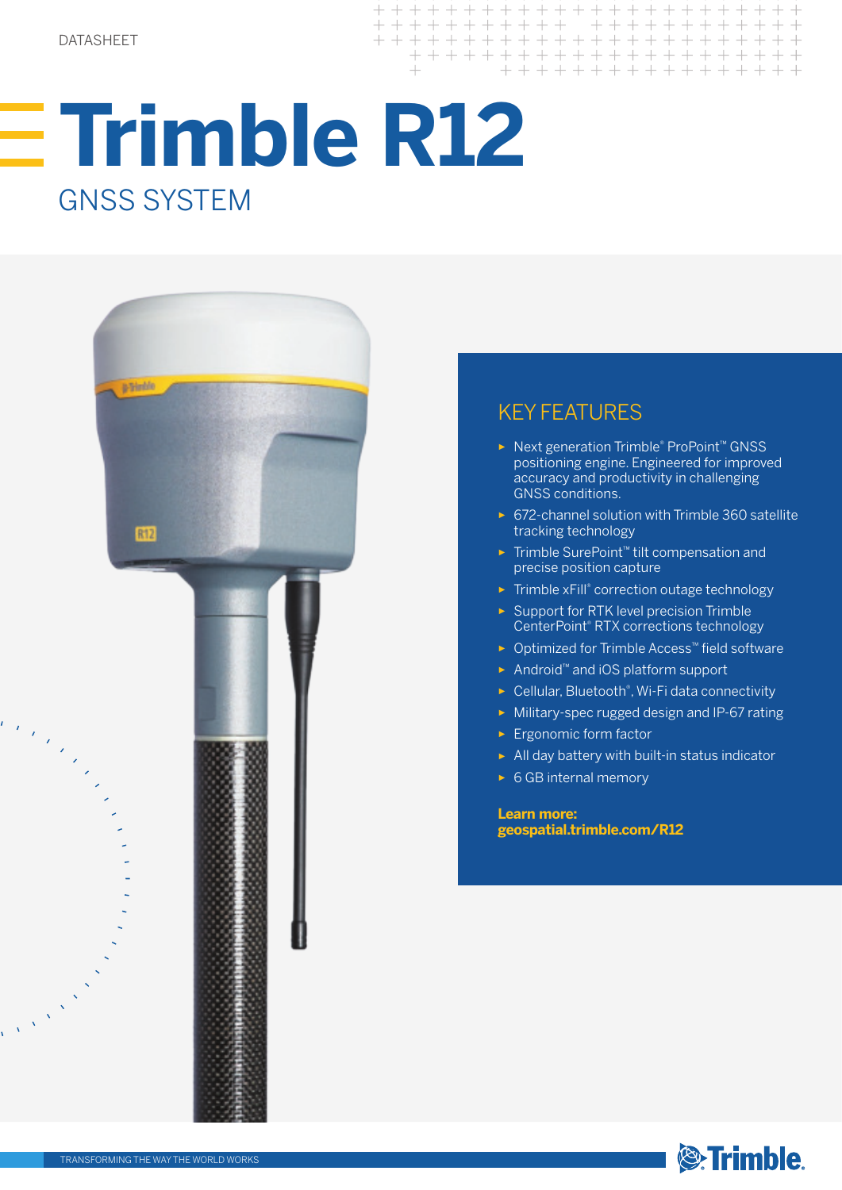DATASHEET

# Trimble R12

## GNSS SYSTEM

### KEY FEATURES

- Next generation Trimble® ProPoint™ GNSS positioning engine. Engineered for improved accuracy and productivity in challenging GNSS conditions.
- 672-channel solution with Trimble 360 satellite tracking technology
- Trimble SurePoint™ tilt compensation and precise position capture
- Trimble xFill® correction outage technology
- Support for RTK level precision Trimble CenterPoint® RTX corrections technology
- Optimized for Trimble Access™ field software
- Android™ and iOS platform support
- Cellular, Bluetooth®, Wi-Fi data connectivity
- Military-spec rugged design and IP-67 rating
- Ergonomic form factor
- All day battery with built-in status indicator
- 6 GB internal memory

**Learn more:**
**geospatial.trimble.com/R12**

TRANSFORMING THE WAY THE WORLD WORKS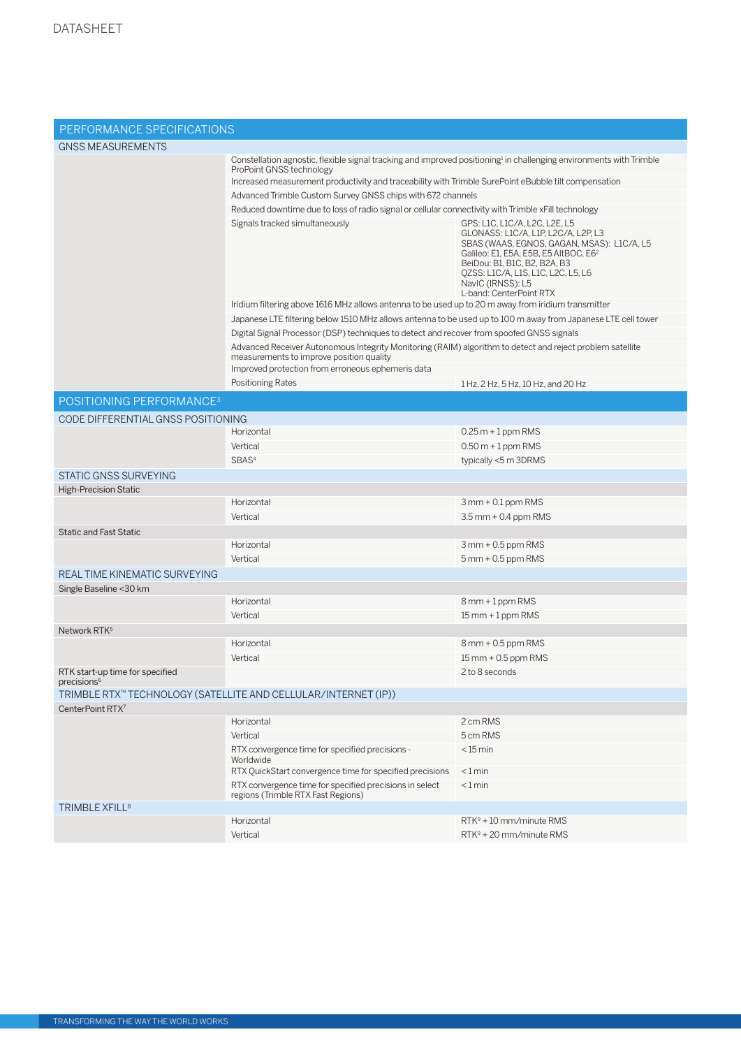## PERFORMANCE SPECIFICATIONS

### GNSS MEASUREMENTS

| | | |
|---|---|---|
| | Constellation agnostic, flexible signal tracking and improved positioning[1] in challenging environments with Trimble ProPoint GNSS technology | |
| | Increased measurement productivity and traceability with Trimble SurePoint eBubble tilt compensation | |
| | Advanced Trimble Custom Survey GNSS chips with 672 channels | |
| | Reduced downtime due to loss of radio signal or cellular connectivity with Trimble xFill technology | |
| | Signals tracked simultaneously | GPS: L1C, L1C/A, L2C, L2E, L5<br>GLONASS: L1C/A, L1P, L2C/A, L2P, L3<br>SBAS (WAAS, EGNOS, GAGAN, MSAS): L1C/A, L5<br>Galileo: E1, E5A, E5B, E5 AltBOC, E6[2]<br>BeiDou: B1, B1C, B2, B2A, B3<br>QZSS: L1C/A, L1S, L1C, L2C, L5, L6<br>NavIC (IRNSS): L5<br>L-band: CenterPoint RTX |
| | Iridium filtering above 1616 MHz allows antenna to be used up to 20 m away from iridium transmitter | |
| | Japanese LTE filtering below 1510 MHz allows antenna to be used up to 100 m away from Japanese LTE cell tower | |
| | Digital Signal Processor (DSP) techniques to detect and recover from spoofed GNSS signals | |
| | Advanced Receiver Autonomous Integrity Monitoring (RAIM) algorithm to detect and reject problem satellite measurements to improve position quality | |
| | Improved protection from erroneous ephemeris data | |
| | Positioning Rates | 1 Hz, 2 Hz, 5 Hz, 10 Hz, and 20 Hz |

## POSITIONING PERFORMANCE[3]

### CODE DIFFERENTIAL GNSS POSITIONING

| | | |
|---|---|---|
| | Horizontal | 0.25 m + 1 ppm RMS |
| | Vertical | 0.50 m + 1 ppm RMS |
| | SBAS[4] | typically <5 m 3DRMS |

### STATIC GNSS SURVEYING

| | | |
|---|---|---|
| **High-Precision Static** | | |
| | Horizontal | 3 mm + 0.1 ppm RMS |
| | Vertical | 3.5 mm + 0.4 ppm RMS |
| **Static and Fast Static** | | |
| | Horizontal | 3 mm + 0.5 ppm RMS |
| | Vertical | 5 mm + 0.5 ppm RMS |

### REAL TIME KINEMATIC SURVEYING

| | | |
|---|---|---|
| **Single Baseline <30 km** | | |
| | Horizontal | 8 mm + 1 ppm RMS |
| | Vertical | 15 mm + 1 ppm RMS |
| **Network RTK[5]** | | |
| | Horizontal | 8 mm + 0.5 ppm RMS |
| | Vertical | 15 mm + 0.5 ppm RMS |
| RTK start-up time for specified precisions[6] | | 2 to 8 seconds |

### TRIMBLE RTX™ TECHNOLOGY (SATELLITE AND CELLULAR/INTERNET (IP))

| | | |
|---|---|---|
| **CenterPoint RTX[7]** | | |
| | Horizontal | 2 cm RMS |
| | Vertical | 5 cm RMS |
| | RTX convergence time for specified precisions - Worldwide | < 15 min |
| | RTX QuickStart convergence time for specified precisions | < 1 min |
| | RTX convergence time for specified precisions in select regions (Trimble RTX Fast Regions) | < 1 min |

### TRIMBLE XFILL[8]

| | | |
|---|---|---|
| | Horizontal | RTK[9] + 10 mm/minute RMS |
| | Vertical | RTK[9] + 20 mm/minute RMS |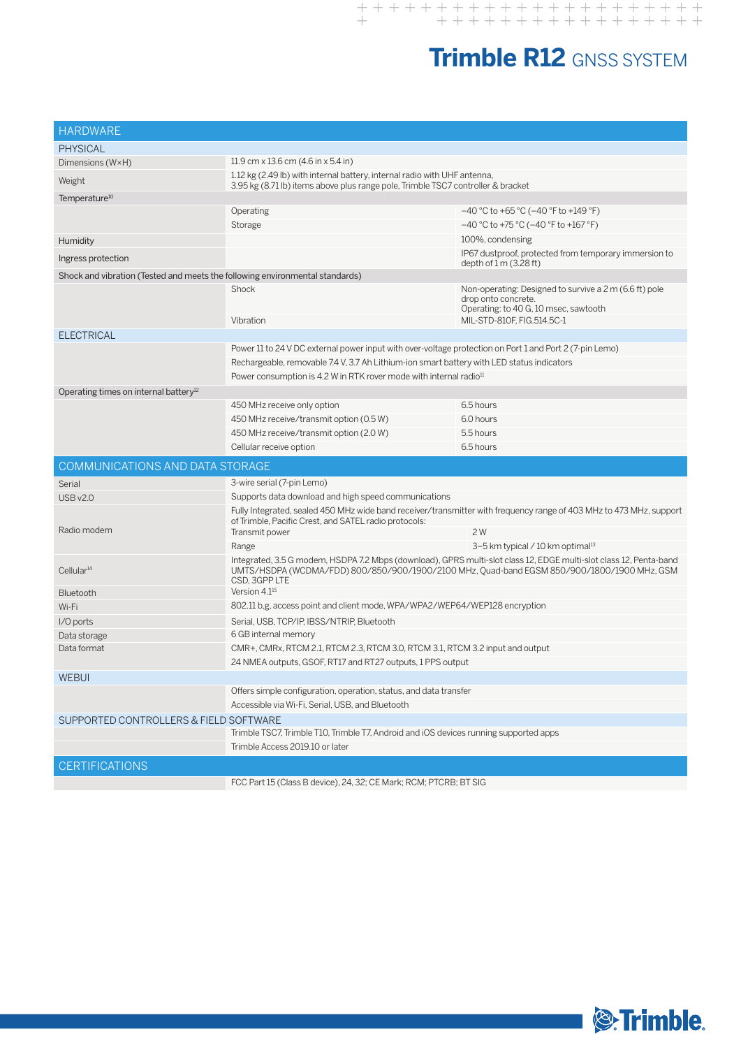# Trimble R12 GNSS SYSTEM

## HARDWARE

| | | |
|---|---|---|
| **PHYSICAL** | | |
| Dimensions (W×H) | 11.9 cm x 13.6 cm (4.6 in x 5.4 in) | |
| Weight | 1.12 kg (2.49 lb) with internal battery, internal radio with UHF antenna, 3.95 kg (8.71 lb) items above plus range pole, Trimble TSC7 controller & bracket | |
| Temperature[10] | | |
| | Operating | −40 °C to +65 °C (−40 °F to +149 °F) |
| | Storage | −40 °C to +75 °C (−40 °F to +167 °F) |
| Humidity | | 100%, condensing |
| Ingress protection | | IP67 dustproof, protected from temporary immersion to depth of 1 m (3.28 ft) |
| Shock and vibration (Tested and meets the following environmental standards) | | |
| | Shock | Non-operating: Designed to survive a 2 m (6.6 ft) pole drop onto concrete. Operating: to 40 G, 10 msec, sawtooth |
| | Vibration | MIL-STD-810F, FIG.514.5C-1 |
| **ELECTRICAL** | | |
| | Power 11 to 24 V DC external power input with over-voltage protection on Port 1 and Port 2 (7-pin Lemo) | |
| | Rechargeable, removable 7.4 V, 3.7 Ah Lithium-ion smart battery with LED status indicators | |
| | Power consumption is 4.2 W in RTK rover mode with internal radio[11] | |
| Operating times on internal battery[12] | | |
| | 450 MHz receive only option | 6.5 hours |
| | 450 MHz receive/transmit option (0.5 W) | 6.0 hours |
| | 450 MHz receive/transmit option (2.0 W) | 5.5 hours |
| | Cellular receive option | 6.5 hours |

## COMMUNICATIONS AND DATA STORAGE

| | | |
|---|---|---|
| Serial | 3-wire serial (7-pin Lemo) | |
| USB v2.0 | Supports data download and high speed communications | |
| Radio modem | Fully Integrated, sealed 450 MHz wide band receiver/transmitter with frequency range of 403 MHz to 473 MHz, support of Trimble, Pacific Crest, and SATEL radio protocols: | |
| | Transmit power | 2 W |
| | Range | 3–5 km typical / 10 km optimal[13] |
| Cellular[14] | Integrated, 3.5 G modem, HSDPA 7.2 Mbps (download), GPRS multi-slot class 12, EDGE multi-slot class 12, Penta-band UMTS/HSDPA (WCDMA/FDD) 800/850/900/1900/2100 MHz, Quad-band EGSM 850/900/1800/1900 MHz, GSM CSD, 3GPP LTE | |
| Bluetooth | Version 4.1[15] | |
| Wi-Fi | 802.11 b,g, access point and client mode, WPA/WPA2/WEP64/WEP128 encryption | |
| I/O ports | Serial, USB, TCP/IP, IBSS/NTRIP, Bluetooth | |
| Data storage | 6 GB internal memory | |
| Data format | CMR+, CMRx, RTCM 2.1, RTCM 2.3, RTCM 3.0, RTCM 3.1, RTCM 3.2 input and output | |
| | 24 NMEA outputs, GSOF, RT17 and RT27 outputs, 1 PPS output | |
| **WEBUI** | | |
| | Offers simple configuration, operation, status, and data transfer | |
| | Accessible via Wi-Fi, Serial, USB, and Bluetooth | |
| **SUPPORTED CONTROLLERS & FIELD SOFTWARE** | | |
| | Trimble TSC7, Trimble T10, Trimble T7, Android and iOS devices running supported apps | |
| | Trimble Access 2019.10 or later | |

## CERTIFICATIONS

| | |
|---|---|
| | FCC Part 15 (Class B device), 24, 32; CE Mark; RCM; PTCRB; BT SIG |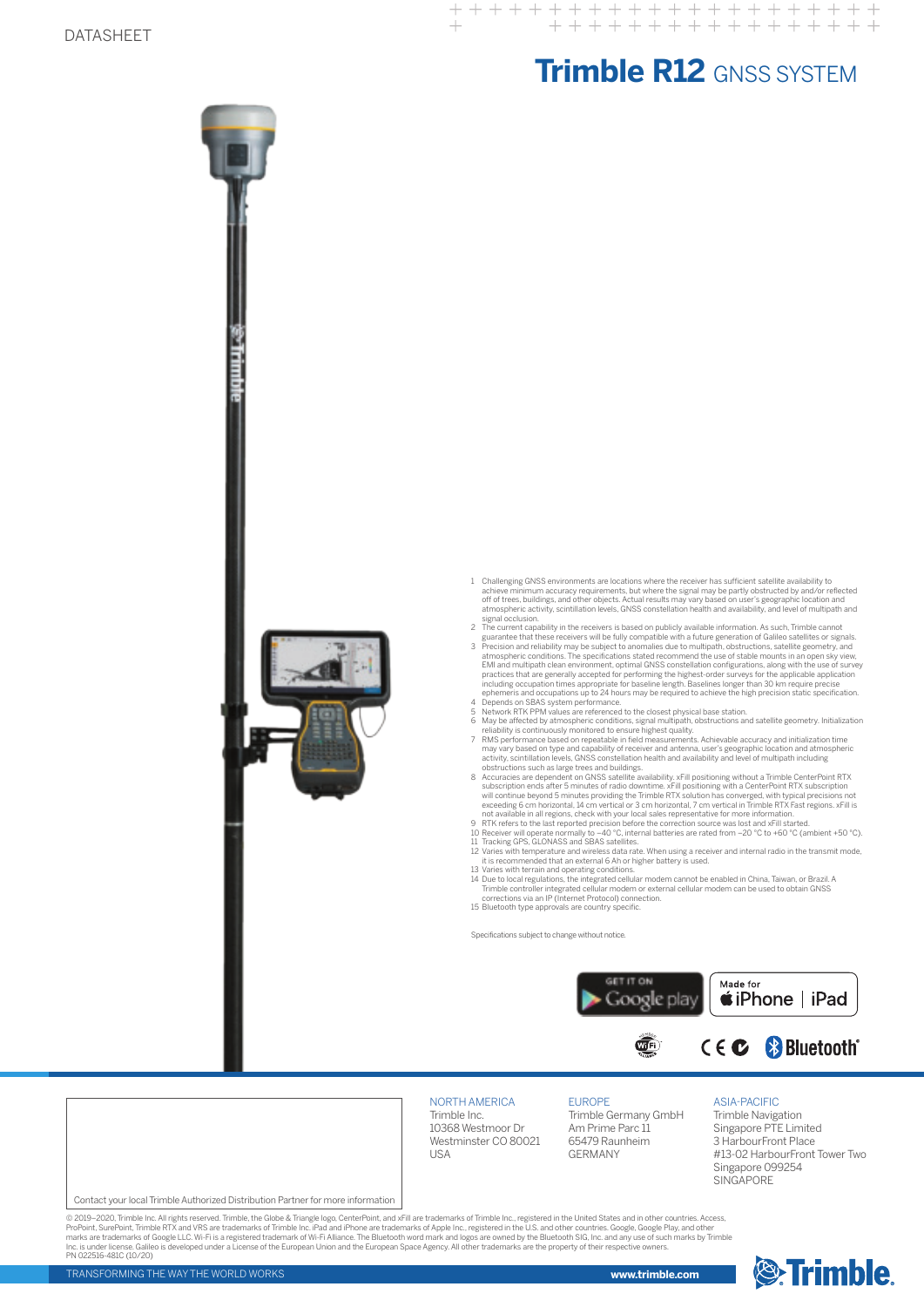DATASHEET

# Trimble R12 GNSS SYSTEM

1. Challenging GNSS environments are locations where the receiver has sufficient satellite availability to achieve minimum accuracy requirements, but where the signal may be partly obstructed by and/or reflected off of trees, buildings, and other objects. Actual results may vary based on user's geographic location and atmospheric activity, scintillation levels, GNSS constellation health and availability, and level of multipath and signal occlusion.
2. The current capability in the receivers is based on publicly available information. As such, Trimble cannot guarantee that these receivers will be fully compatible with a future generation of Galileo satellites or signals.
3. Precision and reliability may be subject to anomalies due to multipath, obstructions, satellite geometry, and atmospheric conditions. The specifications stated recommend the use of stable mounts in an open sky view, EMI and multipath clean environment, optimal GNSS constellation configurations, along with the use of survey practices that are generally accepted for performing the highest-order surveys for the applicable application including occupation times appropriate for baseline length. Baselines longer than 30 km require precise ephemeris and occupations up to 24 hours may be required to achieve the high precision static specification.
4. Depends on SBAS system performance.
5. Network RTK PPM values are referenced to the closest physical base station.
6. May be affected by atmospheric conditions, signal multipath, obstructions and satellite geometry. Initialization reliability is continuously monitored to ensure highest quality.
7. RMS performance based on repeatable in field measurements. Achievable accuracy and initialization time may vary based on type and capability of receiver and antenna, user's geographic location and atmospheric activity, scintillation levels, GNSS constellation health and availability and level of multipath including obstructions such as large trees and buildings.
8. Accuracies are dependent on GNSS satellite availability. xFill positioning without a Trimble CenterPoint RTX subscription ends after 5 minutes of radio downtime. xFill positioning with a CenterPoint RTX subscription will continue beyond 5 minutes providing the Trimble RTX solution has converged, with typical precisions not exceeding 6 cm horizontal, 14 cm vertical or 3 cm horizontal, 7 cm vertical in Trimble RTX Fast regions. xFill is not available in all regions, check with your local sales representative for more information.
9. RTK refers to the last reported precision before the correction source was lost and xFill started.
10. Receiver will operate normally to –40 °C, internal batteries are rated from –20 °C to +60 °C (ambient +50 °C).
11. Tracking GPS, GLONASS and SBAS satellites.
12. Varies with temperature and wireless data rate. When using a receiver and internal radio in the transmit mode, it is recommended that an external 6 Ah or higher battery is used.
13. Varies with terrain and operating conditions.
14. Due to local regulations, the integrated cellular modem cannot be enabled in China, Taiwan, or Brazil. A Trimble controller integrated cellular modem or external cellular modem can be used to obtain GNSS corrections via an IP (Internet Protocol) connection.
15. Bluetooth type approvals are country specific.

Specifications subject to change without notice.

Contact your local Trimble Authorized Distribution Partner for more information

NORTH AMERICA
Trimble Inc.
10368 Westmoor Dr
Westminster CO 80021
USA

EUROPE
Trimble Germany GmbH
Am Prime Parc 11
65479 Raunheim
GERMANY

ASIA-PACIFIC
Trimble Navigation
Singapore PTE Limited
3 HarbourFront Place
#13-02 HarbourFront Tower Two
Singapore 099254
SINGAPORE

© 2019–2020, Trimble Inc. All rights reserved. Trimble, the Globe & Triangle logo, CenterPoint, and xFill are trademarks of Trimble Inc., registered in the United States and in other countries. Access, ProPoint, SurePoint, Trimble RTX and VRS are trademarks of Trimble Inc. iPad and iPhone are trademarks of Apple Inc., registered in the U.S. and other countries. Google, Google Play, and other marks are trademarks of Google LLC. Wi-Fi is a registered trademark of Wi-Fi Alliance. The Bluetooth word mark and logos are owned by the Bluetooth SIG, Inc. and any use of such marks by Trimble Inc. is under license. Galileo is developed under a License of the European Union and the European Space Agency. All other trademarks are the property of their respective owners.
PN 022516-481C (10/20)

TRANSFORMING THE WAY THE WORLD WORKS

www.trimble.com